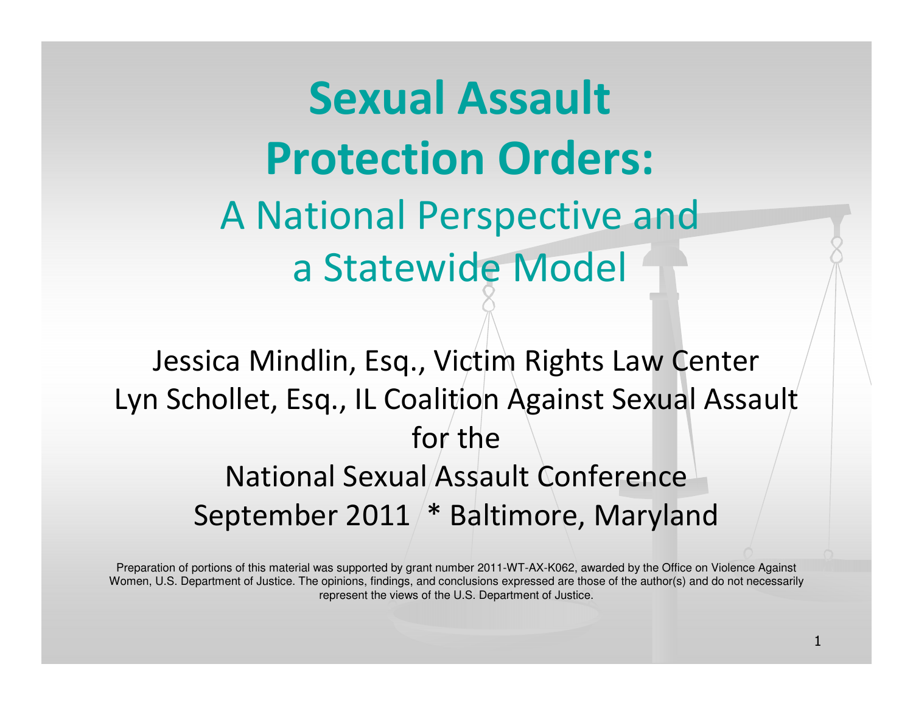# Sexual Assault Protection Orders:

## A National Perspective and a Statewide Model

Jessica Mindlin, Esq., Victim Rights Law Center
Lyn Schollet, Esq., IL Coalition Against Sexual Assault
for the
National Sexual Assault Conference
September 2011 * Baltimore, Maryland

Preparation of portions of this material was supported by grant number 2011-WT-AX-K062, awarded by the Office on Violence Against Women, U.S. Department of Justice. The opinions, findings, and conclusions expressed are those of the author(s) and do not necessarily represent the views of the U.S. Department of Justice.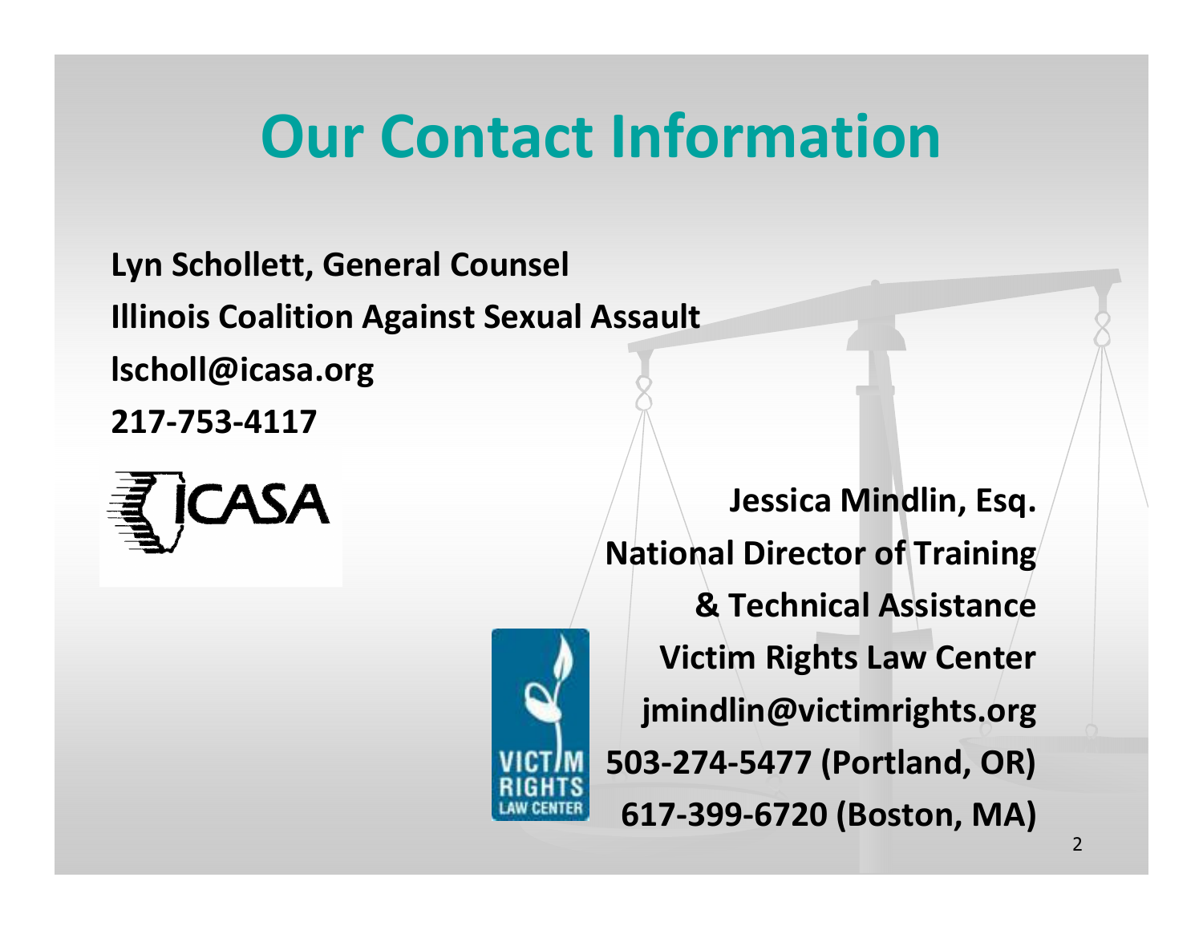# Our Contact Information

**Lyn Schollett, General Counsel**
**Illinois Coalition Against Sexual Assault**
**lscholl@icasa.org**
**217-753-4117**

ICASA

**Jessica Mindlin, Esq.**
**National Director of Training**
**& Technical Assistance**
**Victim Rights Law Center**
**jmindlin@victimrights.org**
**503-274-5477 (Portland, OR)**
**617-399-6720 (Boston, MA)**

VICTIM RIGHTS LAW CENTER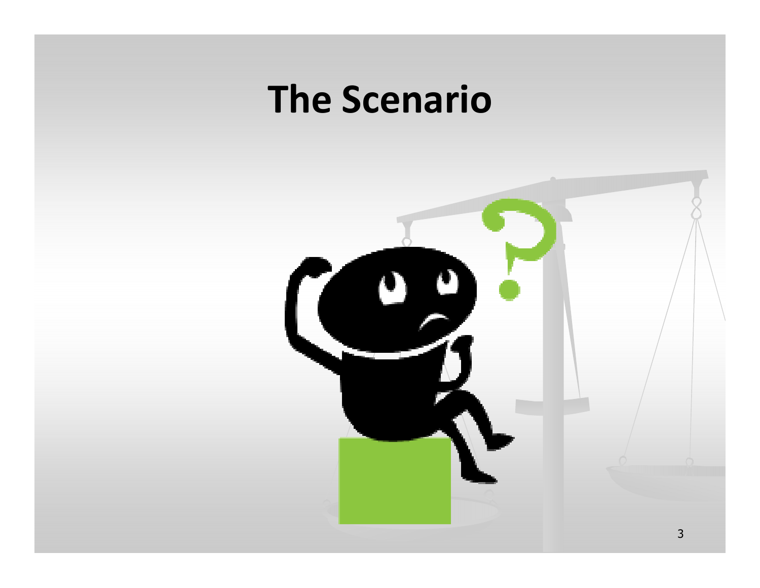# The Scenario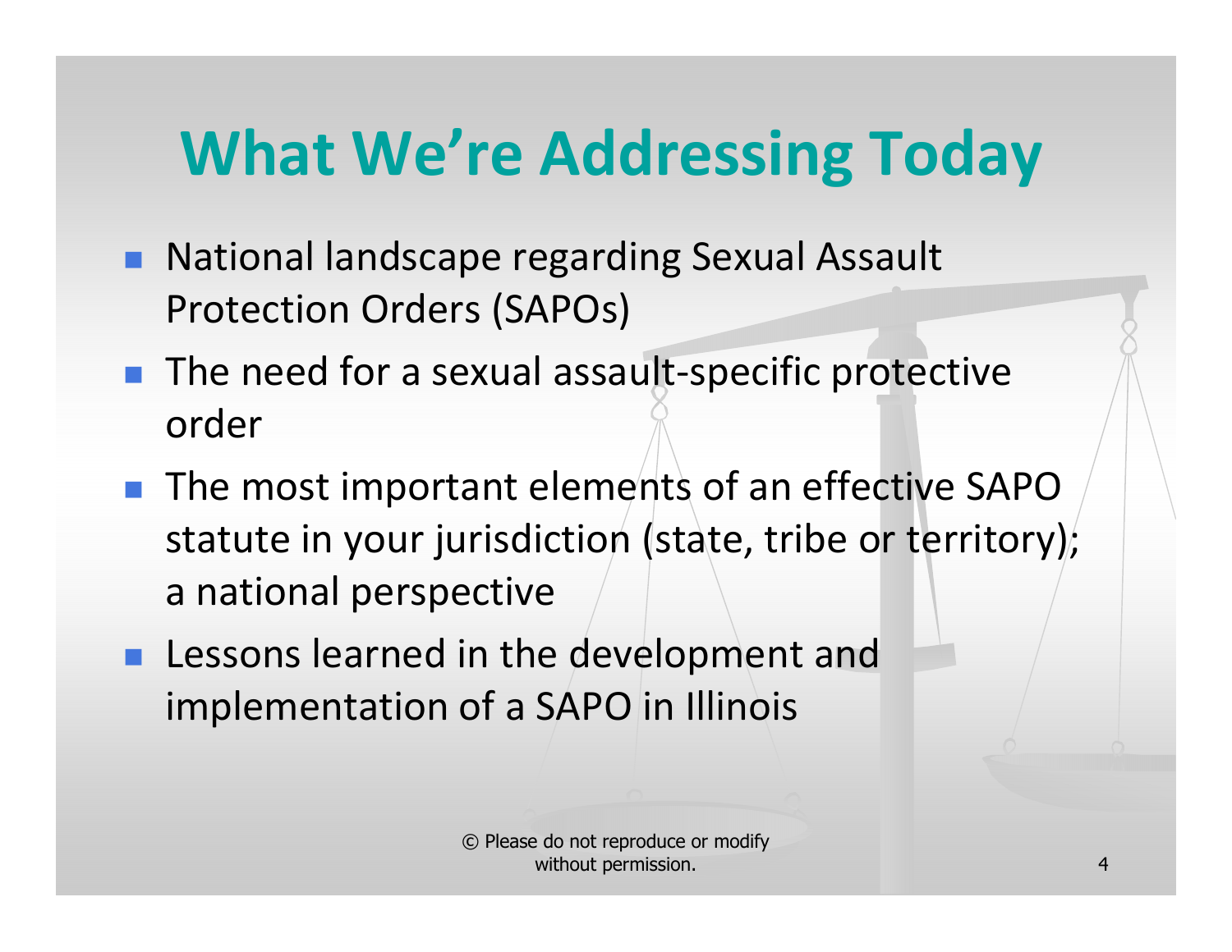# What We're Addressing Today

- National landscape regarding Sexual Assault Protection Orders (SAPOs)
- The need for a sexual assault-specific protective order
- The most important elements of an effective SAPO statute in your jurisdiction (state, tribe or territory); a national perspective
- Lessons learned in the development and implementation of a SAPO in Illinois

© Please do not reproduce or modify without permission.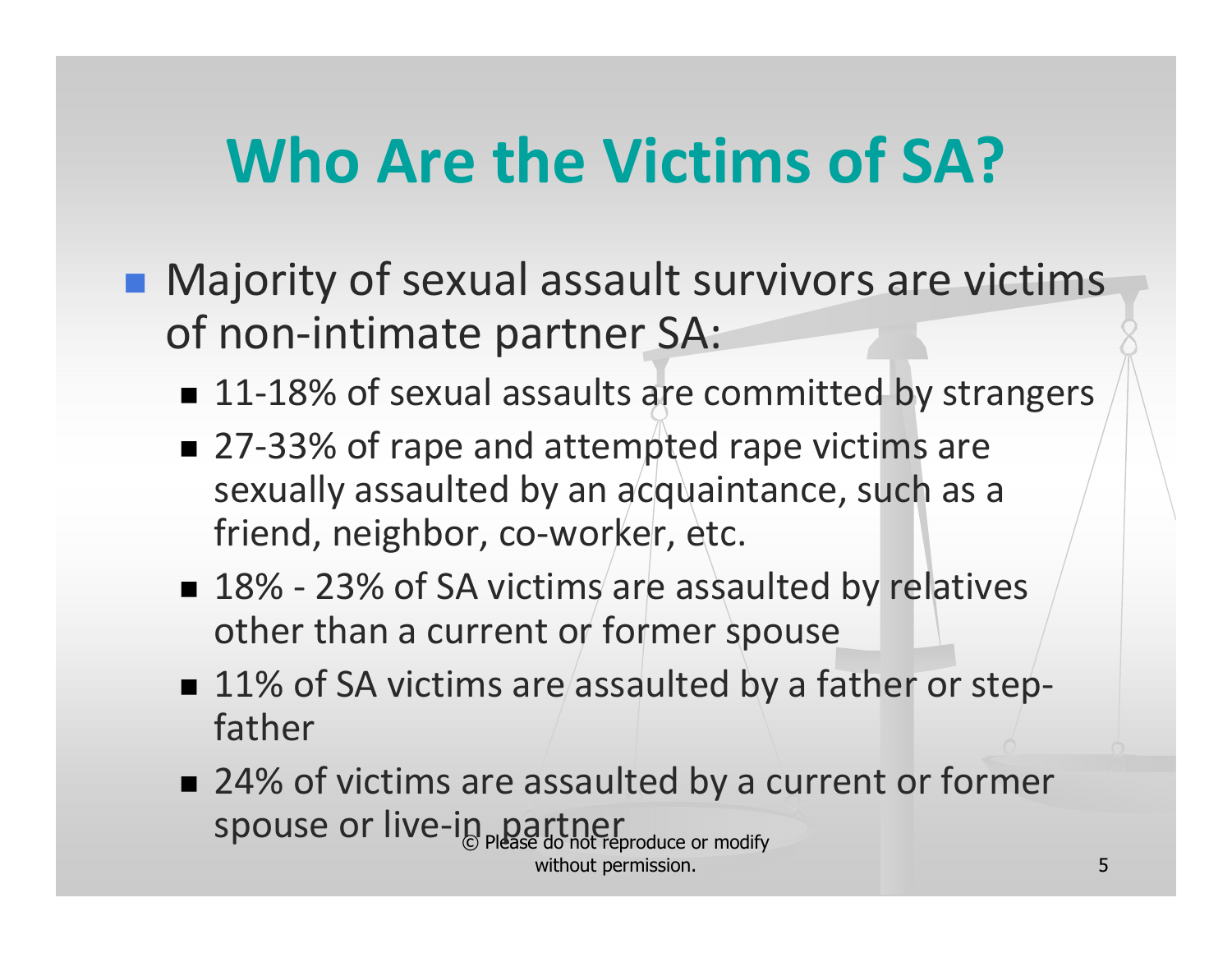# Who Are the Victims of SA?

- Majority of sexual assault survivors are victims of non-intimate partner SA:
  - 11-18% of sexual assaults are committed by strangers
  - 27-33% of rape and attempted rape victims are sexually assaulted by an acquaintance, such as a friend, neighbor, co-worker, etc.
  - 18% - 23% of SA victims are assaulted by relatives other than a current or former spouse
  - 11% of SA victims are assaulted by a father or step-father
  - 24% of victims are assaulted by a current or former spouse or live-in partner

© Please do not reproduce or modify without permission.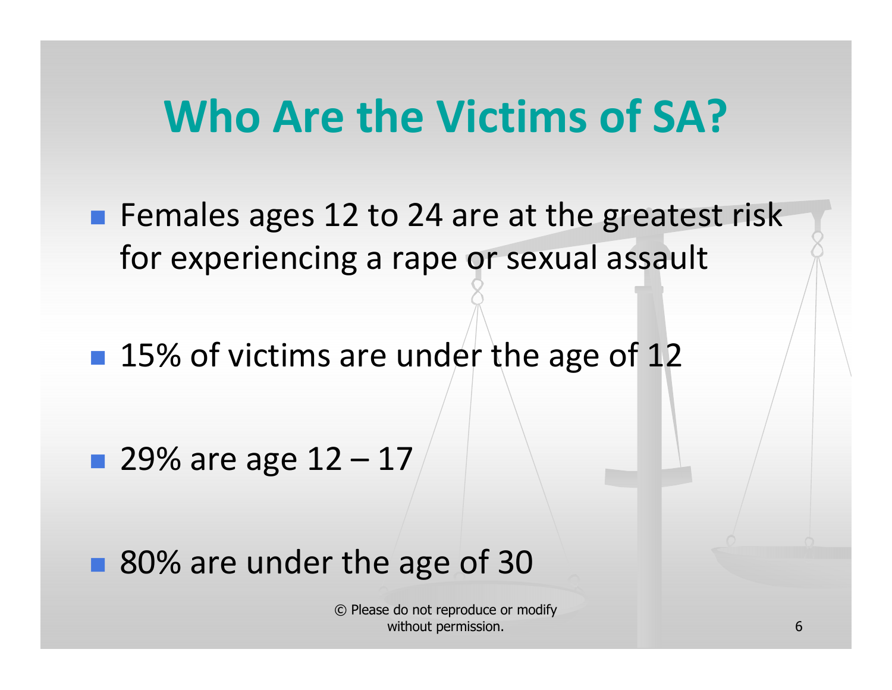# Who Are the Victims of SA?

- Females ages 12 to 24 are at the greatest risk for experiencing a rape or sexual assault
- 15% of victims are under the age of 12
- 29% are age 12 – 17
- 80% are under the age of 30

© Please do not reproduce or modify without permission.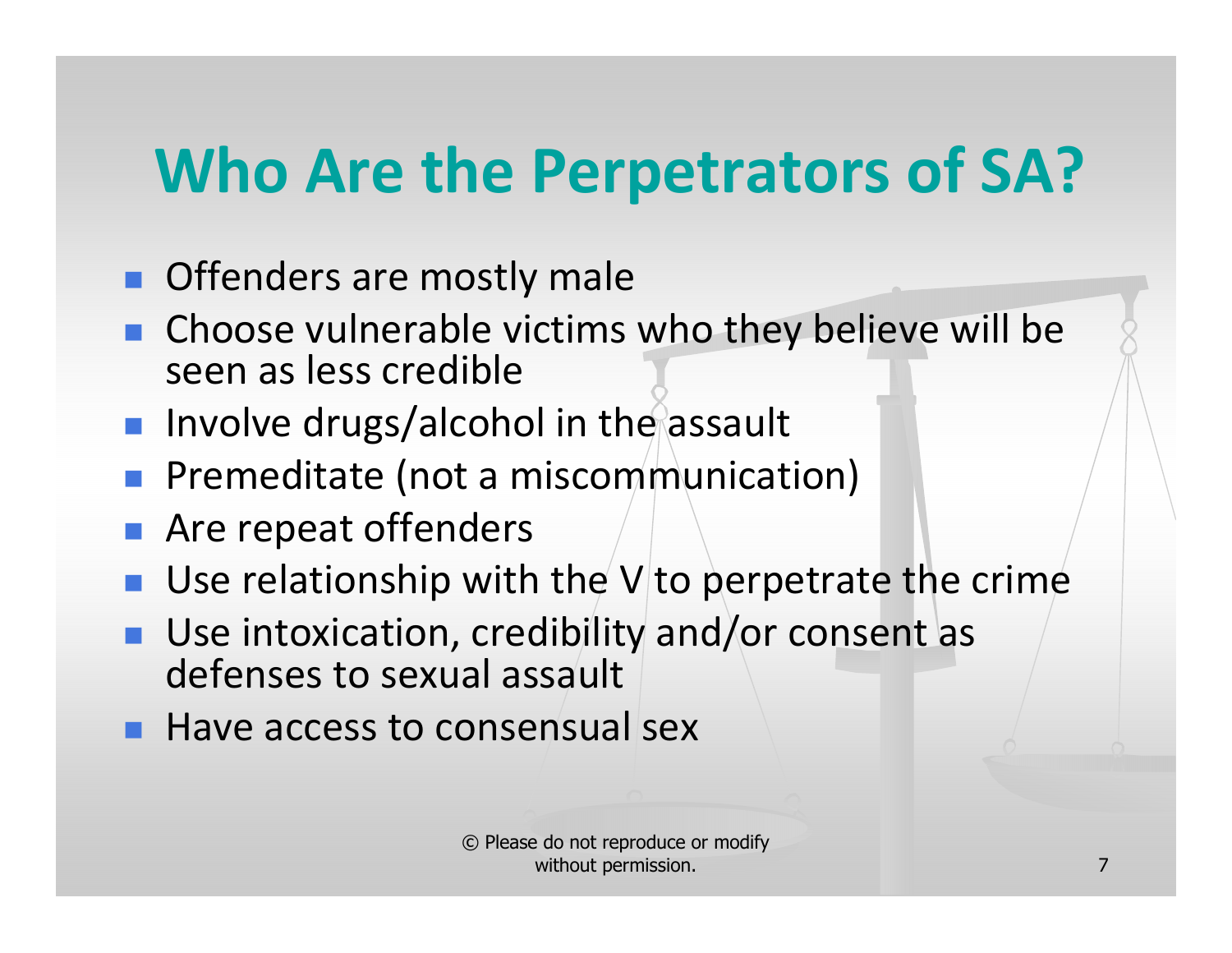# Who Are the Perpetrators of SA?

- Offenders are mostly male
- Choose vulnerable victims who they believe will be seen as less credible
- Involve drugs/alcohol in the assault
- Premeditate (not a miscommunication)
- Are repeat offenders
- Use relationship with the V to perpetrate the crime
- Use intoxication, credibility and/or consent as defenses to sexual assault
- Have access to consensual sex

© Please do not reproduce or modify without permission.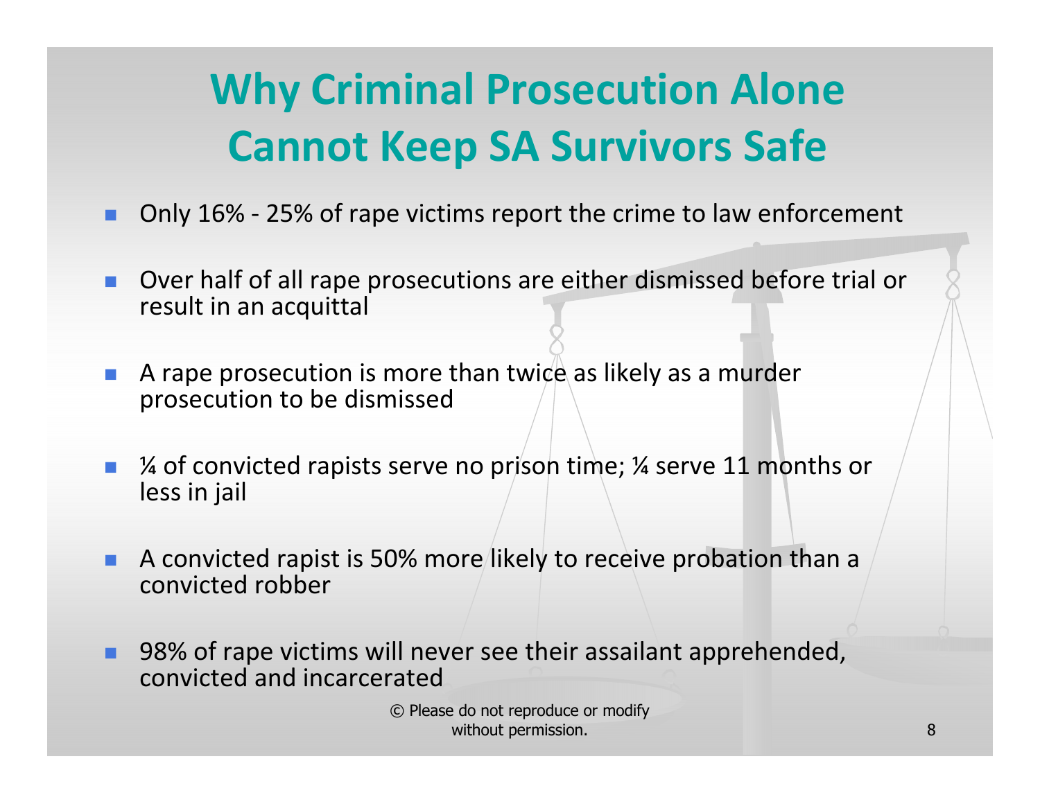# Why Criminal Prosecution Alone Cannot Keep SA Survivors Safe

- Only 16% - 25% of rape victims report the crime to law enforcement
- Over half of all rape prosecutions are either dismissed before trial or result in an acquittal
- A rape prosecution is more than twice as likely as a murder prosecution to be dismissed
- ¼ of convicted rapists serve no prison time; ¼ serve 11 months or less in jail
- A convicted rapist is 50% more likely to receive probation than a convicted robber
- 98% of rape victims will never see their assailant apprehended, convicted and incarcerated

© Please do not reproduce or modify without permission.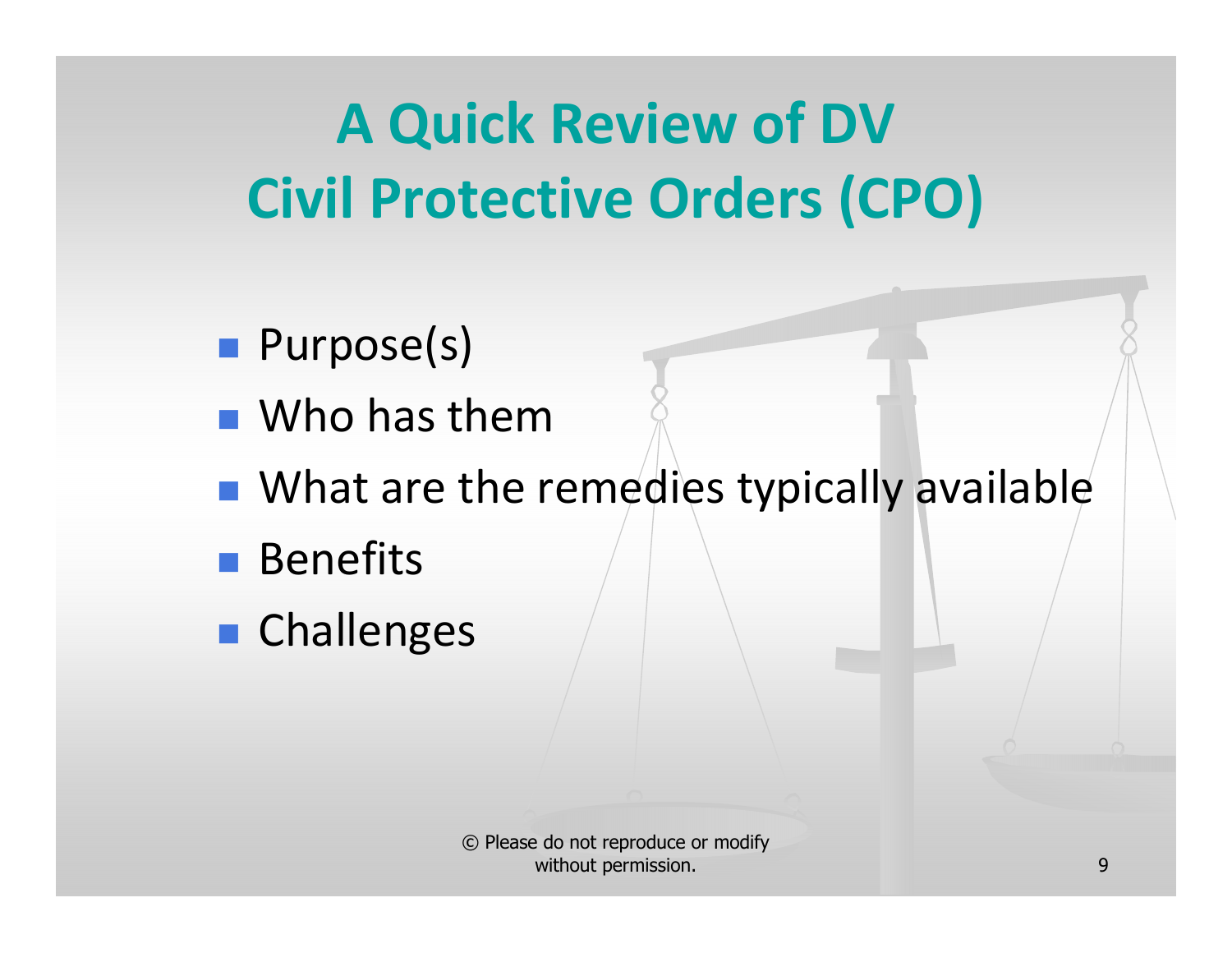# A Quick Review of DV Civil Protective Orders (CPO)

- Purpose(s)
- Who has them
- What are the remedies typically available
- Benefits
- Challenges

© Please do not reproduce or modify without permission.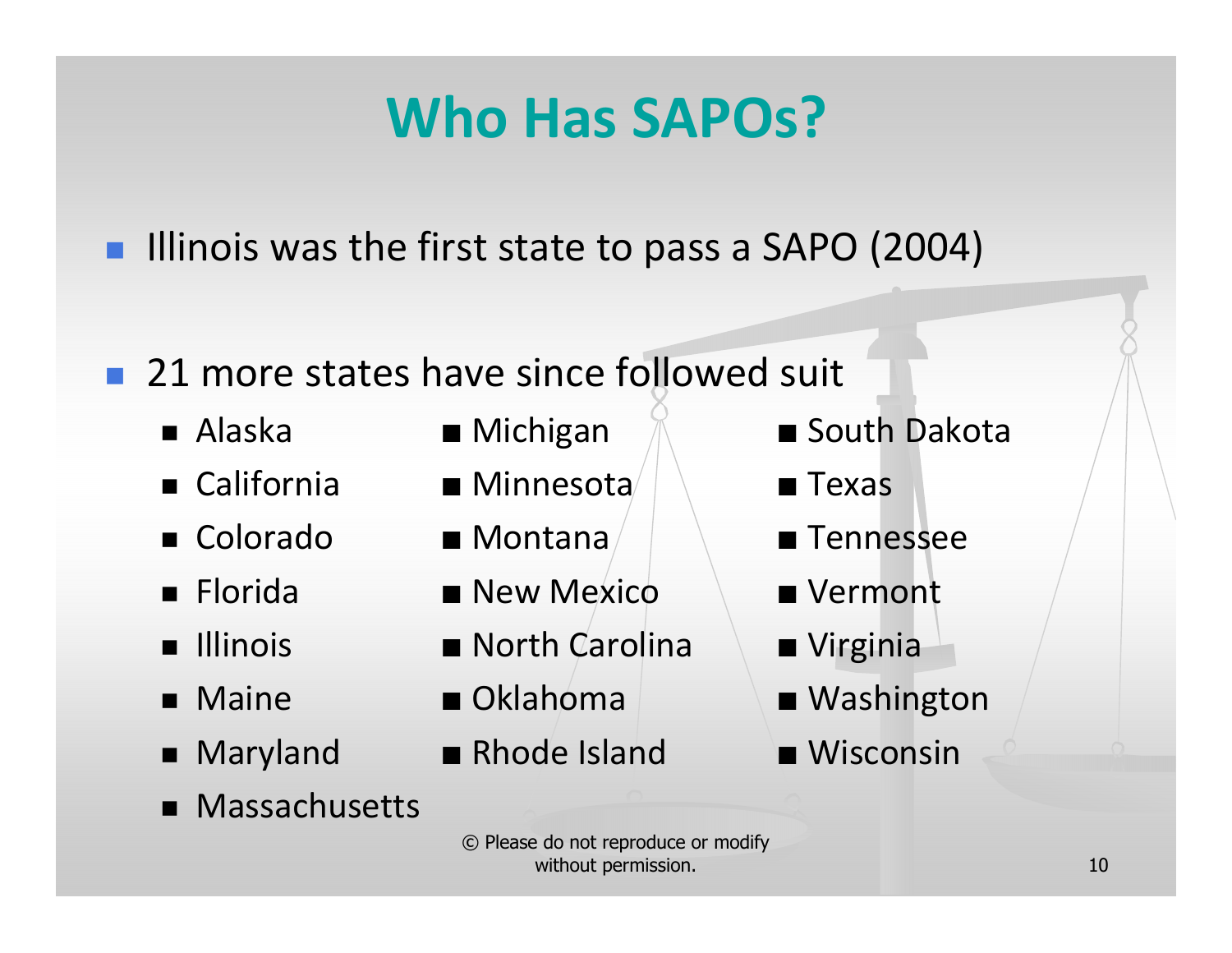# Who Has SAPOs?

- Illinois was the first state to pass a SAPO (2004)

- 21 more states have since followed suit
  - Alaska
  - California
  - Colorado
  - Florida
  - Illinois
  - Maine
  - Maryland
  - Massachusetts
  - Michigan
  - Minnesota
  - Montana
  - New Mexico
  - North Carolina
  - Oklahoma
  - Rhode Island
  - South Dakota
  - Texas
  - Tennessee
  - Vermont
  - Virginia
  - Washington
  - Wisconsin

© Please do not reproduce or modify without permission.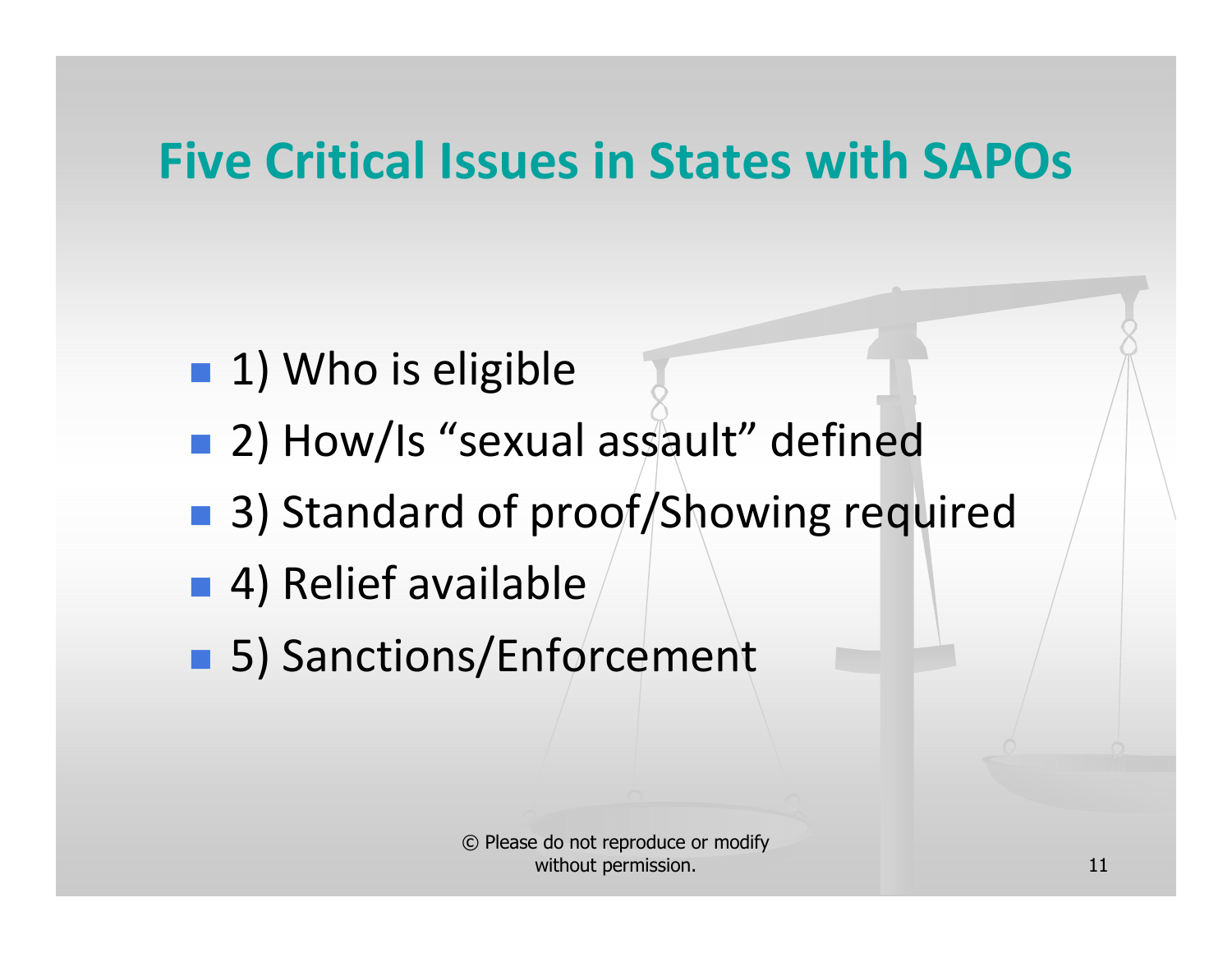# Five Critical Issues in States with SAPOs

- 1) Who is eligible
- 2) How/Is "sexual assault" defined
- 3) Standard of proof/Showing required
- 4) Relief available
- 5) Sanctions/Enforcement

© Please do not reproduce or modify without permission.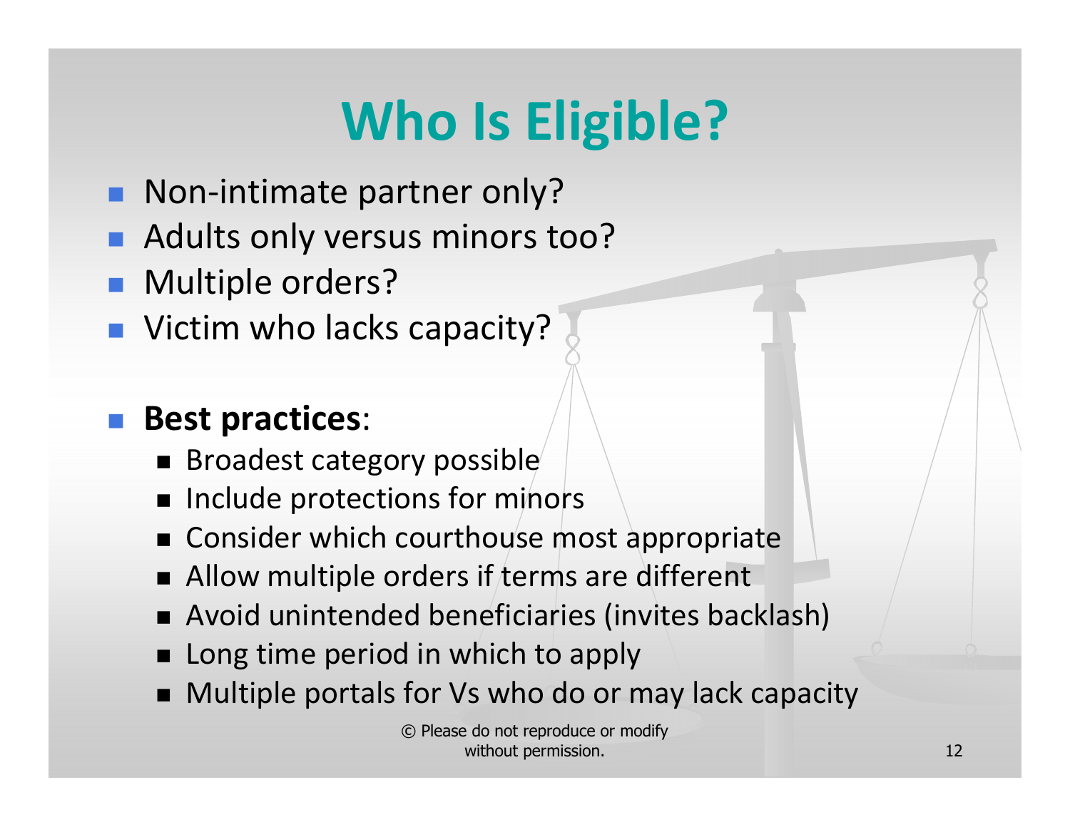# Who Is Eligible?

- Non-intimate partner only?
- Adults only versus minors too?
- Multiple orders?
- Victim who lacks capacity?

- **Best practices**:
  - Broadest category possible
  - Include protections for minors
  - Consider which courthouse most appropriate
  - Allow multiple orders if terms are different
  - Avoid unintended beneficiaries (invites backlash)
  - Long time period in which to apply
  - Multiple portals for Vs who do or may lack capacity

© Please do not reproduce or modify without permission.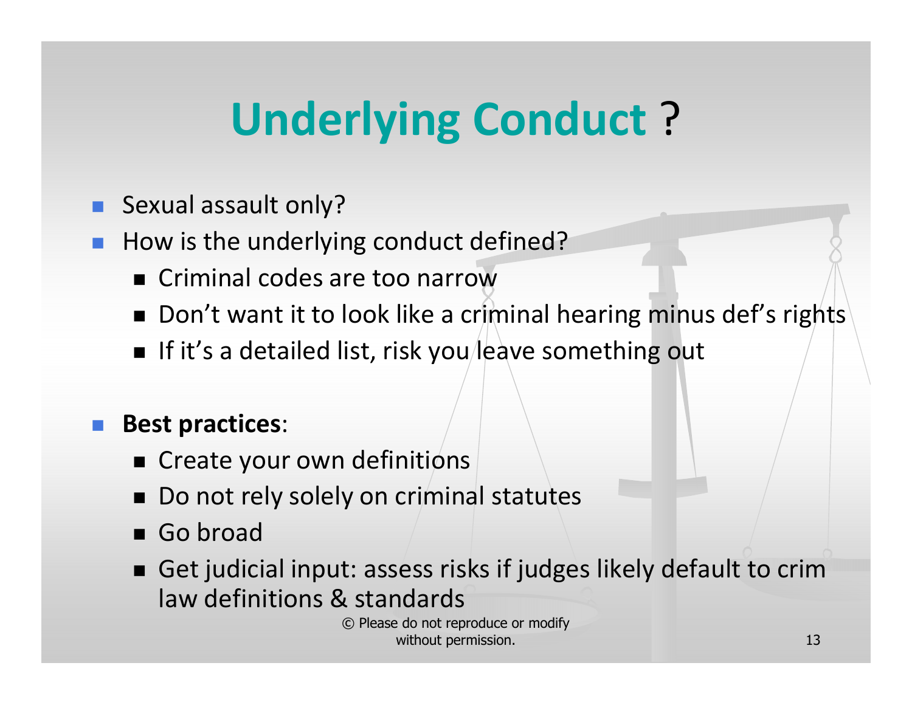# Underlying Conduct ?

- Sexual assault only?
- How is the underlying conduct defined?
  - Criminal codes are too narrow
  - Don't want it to look like a criminal hearing minus def's rights
  - If it's a detailed list, risk you leave something out

- **Best practices**:
  - Create your own definitions
  - Do not rely solely on criminal statutes
  - Go broad
  - Get judicial input: assess risks if judges likely default to crim law definitions & standards

© Please do not reproduce or modify without permission.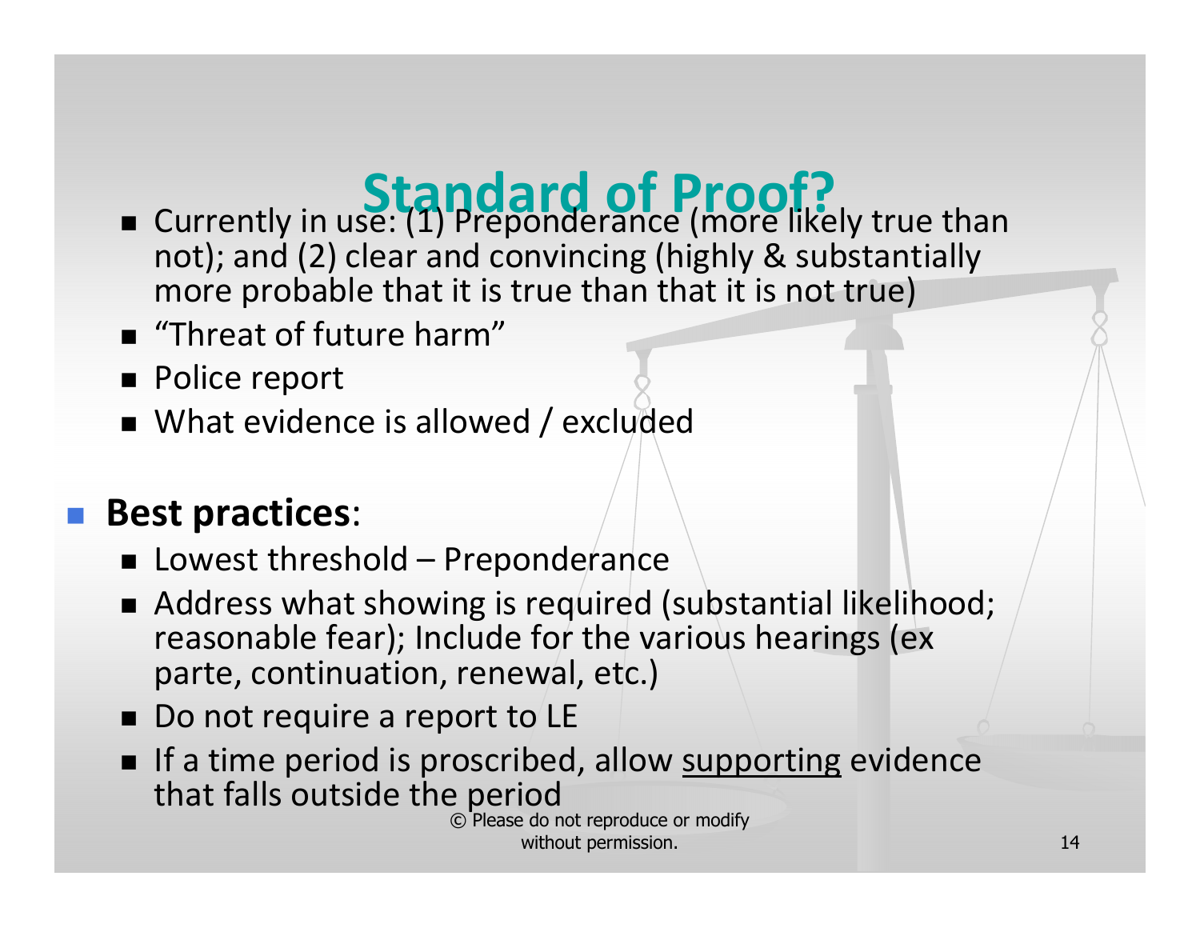# Standard of Proof?

- Currently in use: (1) Preponderance (more likely true than not); and (2) clear and convincing (highly & substantially more probable that it is true than that it is not true)
- "Threat of future harm"
- Police report
- What evidence is allowed / excluded

- **Best practices**:
  - Lowest threshold – Preponderance
  - Address what showing is required (substantial likelihood; reasonable fear); Include for the various hearings (ex parte, continuation, renewal, etc.)
  - Do not require a report to LE
  - If a time period is proscribed, allow <u>supporting</u> evidence that falls outside the period

© Please do not reproduce or modify without permission.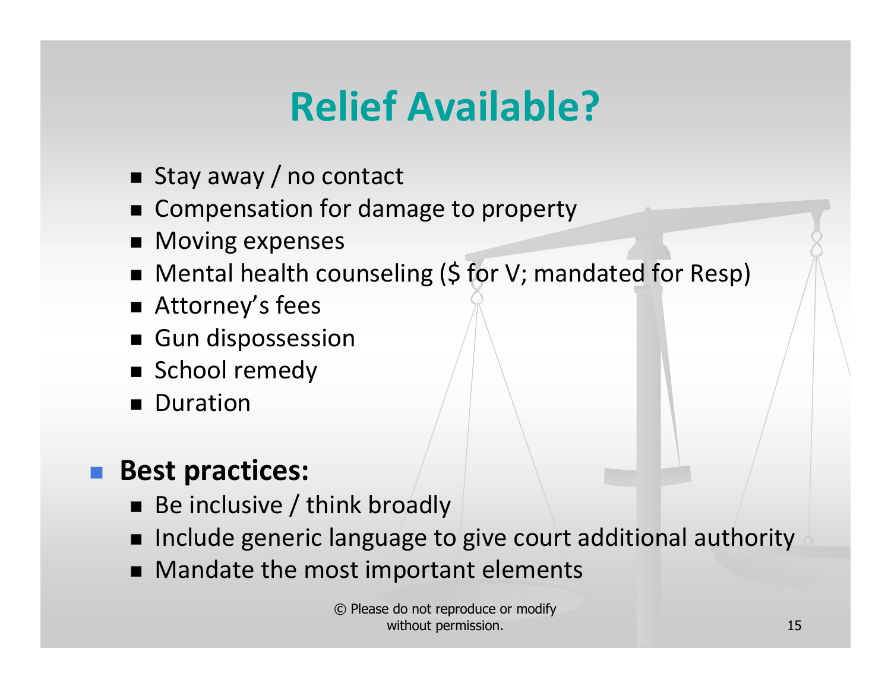# Relief Available?

- Stay away / no contact
- Compensation for damage to property
- Moving expenses
- Mental health counseling ($ for V; mandated for Resp)
- Attorney's fees
- Gun dispossession
- School remedy
- Duration

- **Best practices:**
  - Be inclusive / think broadly
  - Include generic language to give court additional authority
  - Mandate the most important elements

© Please do not reproduce or modify without permission.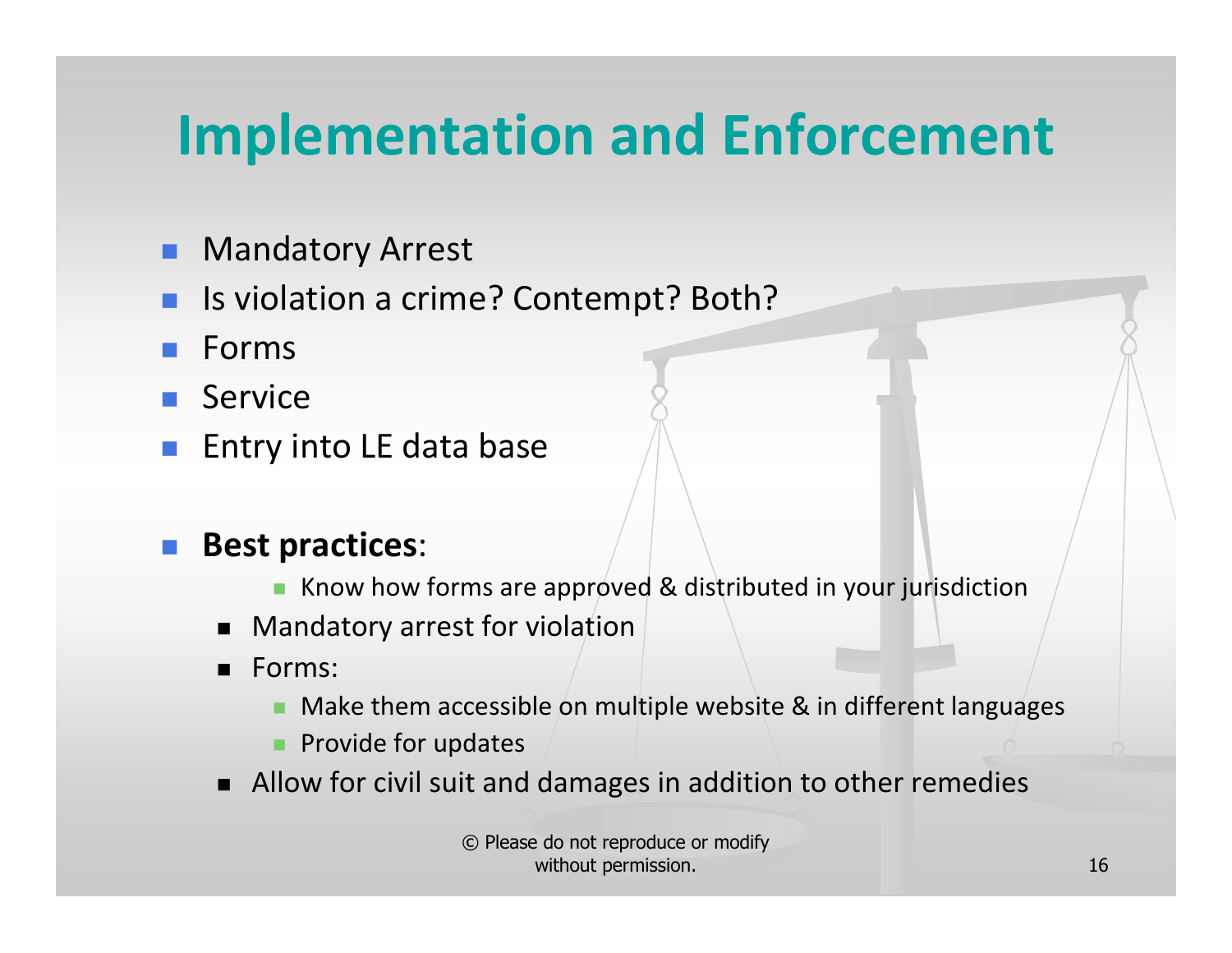# Implementation and Enforcement

- Mandatory Arrest
- Is violation a crime? Contempt? Both?
- Forms
- Service
- Entry into LE data base

- **Best practices**:
    - Know how forms are approved & distributed in your jurisdiction
  - Mandatory arrest for violation
  - Forms:
    - Make them accessible on multiple website & in different languages
    - Provide for updates
  - Allow for civil suit and damages in addition to other remedies

© Please do not reproduce or modify without permission.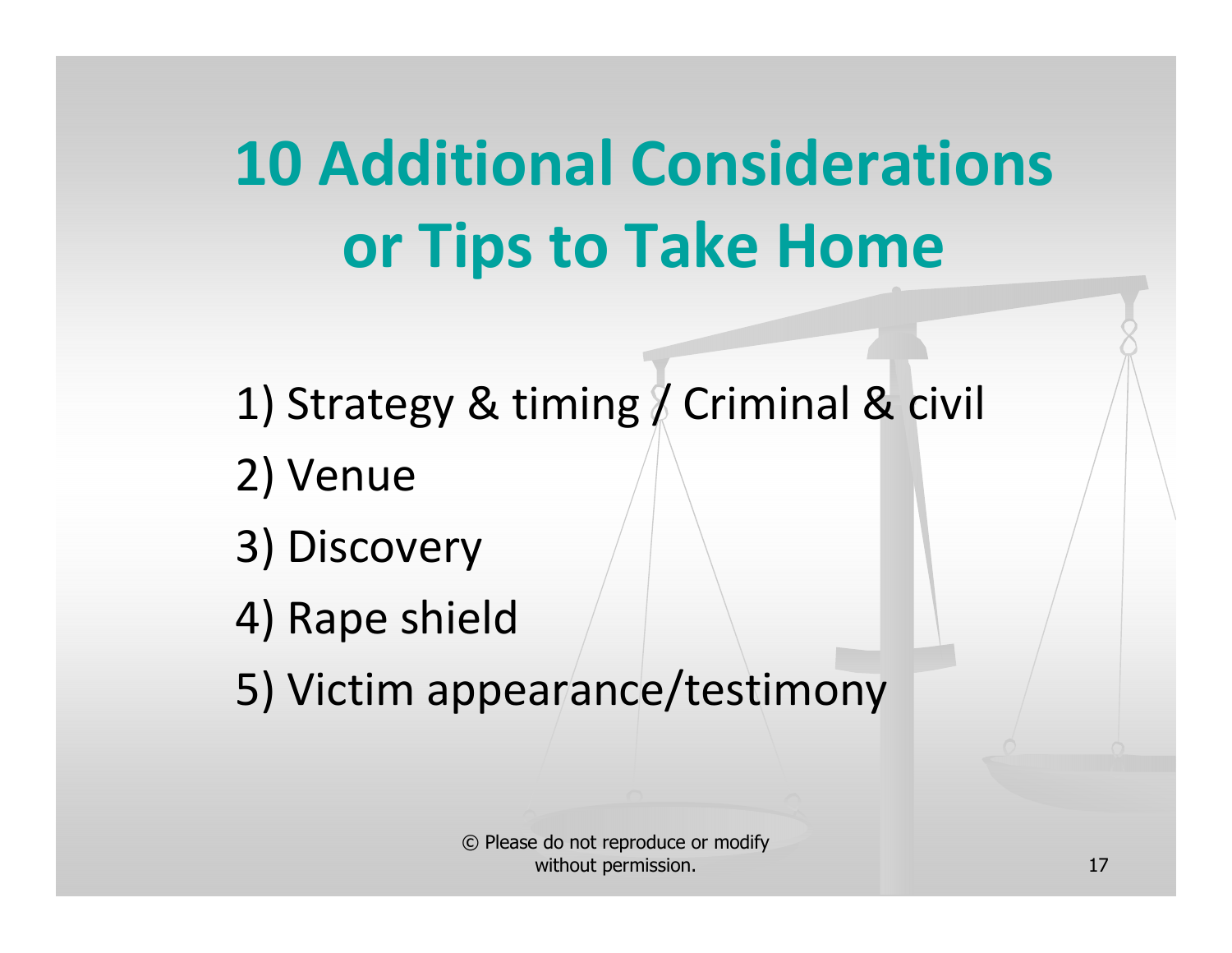# 10 Additional Considerations or Tips to Take Home

1) Strategy & timing / Criminal & civil
2) Venue
3) Discovery
4) Rape shield
5) Victim appearance/testimony

© Please do not reproduce or modify without permission.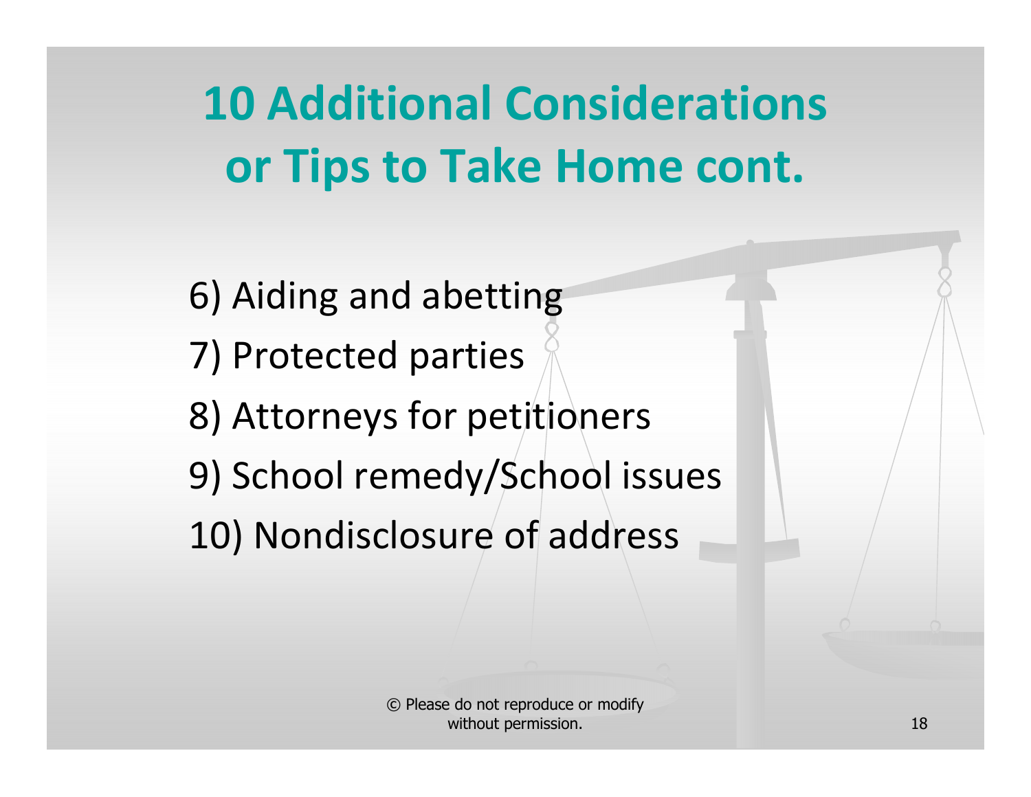# 10 Additional Considerations or Tips to Take Home cont.

6) Aiding and abetting
7) Protected parties
8) Attorneys for petitioners
9) School remedy/School issues
10) Nondisclosure of address

© Please do not reproduce or modify without permission.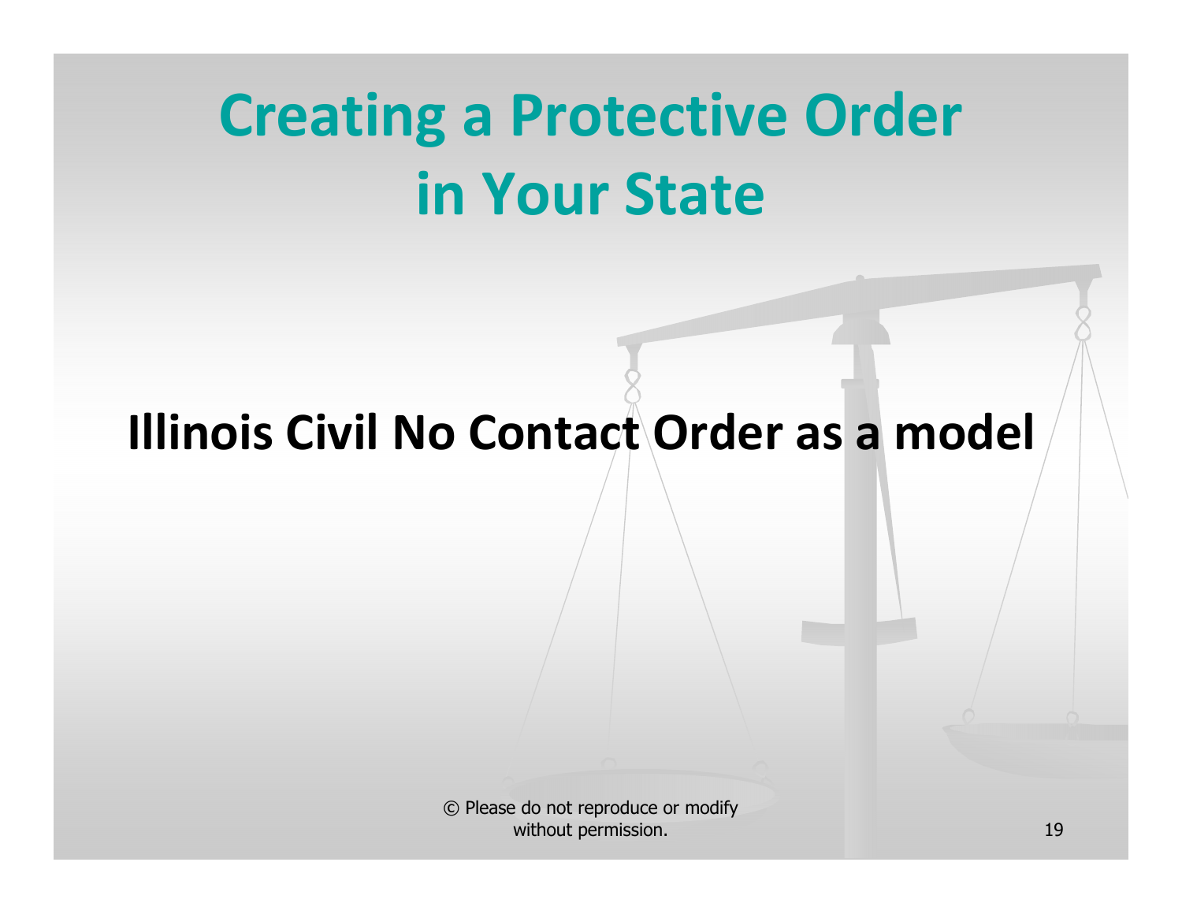# Creating a Protective Order in Your State

**Illinois Civil No Contact Order as a model**

© Please do not reproduce or modify without permission.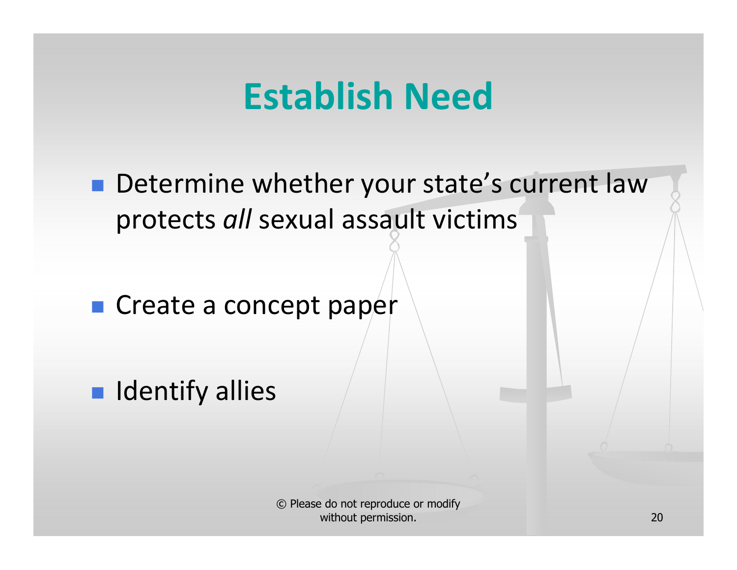# Establish Need

- Determine whether your state's current law protects *all* sexual assault victims
- Create a concept paper
- Identify allies

© Please do not reproduce or modify without permission.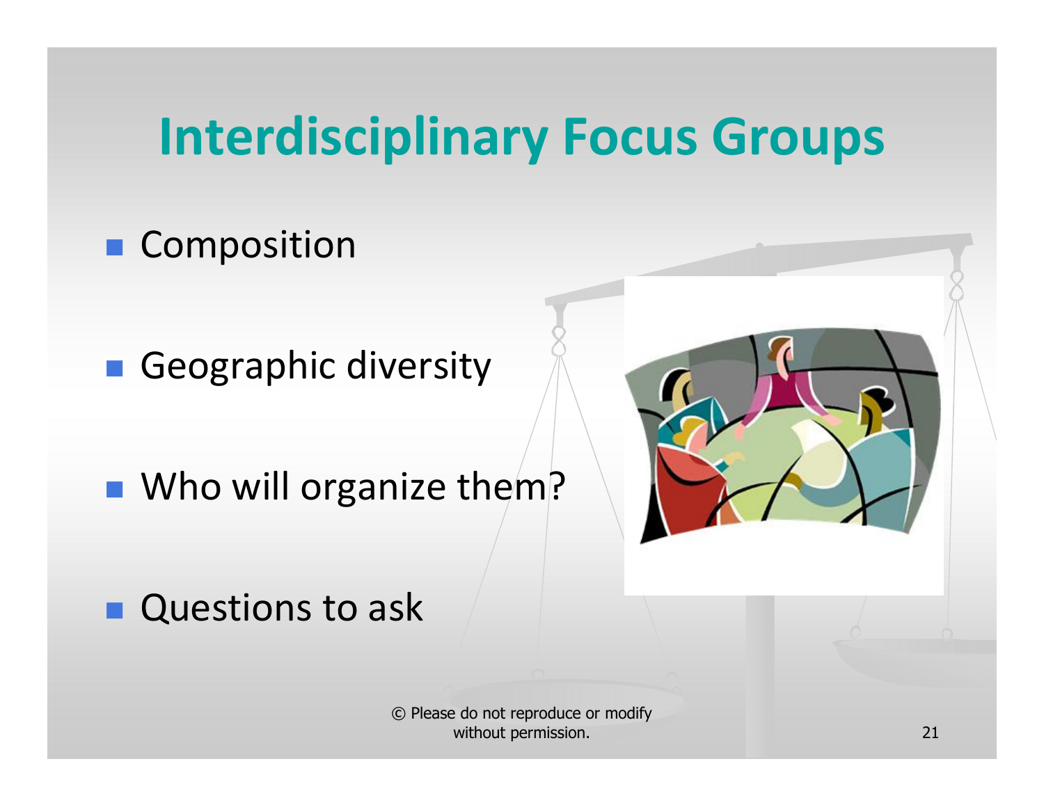# Interdisciplinary Focus Groups

- Composition
- Geographic diversity
- Who will organize them?
- Questions to ask

© Please do not reproduce or modify without permission.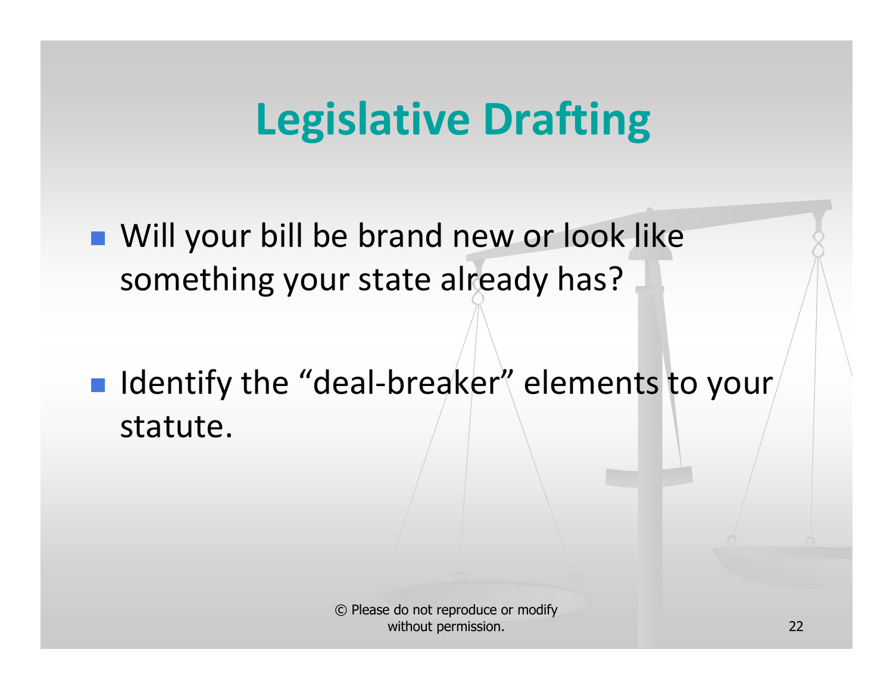# Legislative Drafting

- Will your bill be brand new or look like something your state already has?
- Identify the "deal-breaker" elements to your statute.

© Please do not reproduce or modify without permission.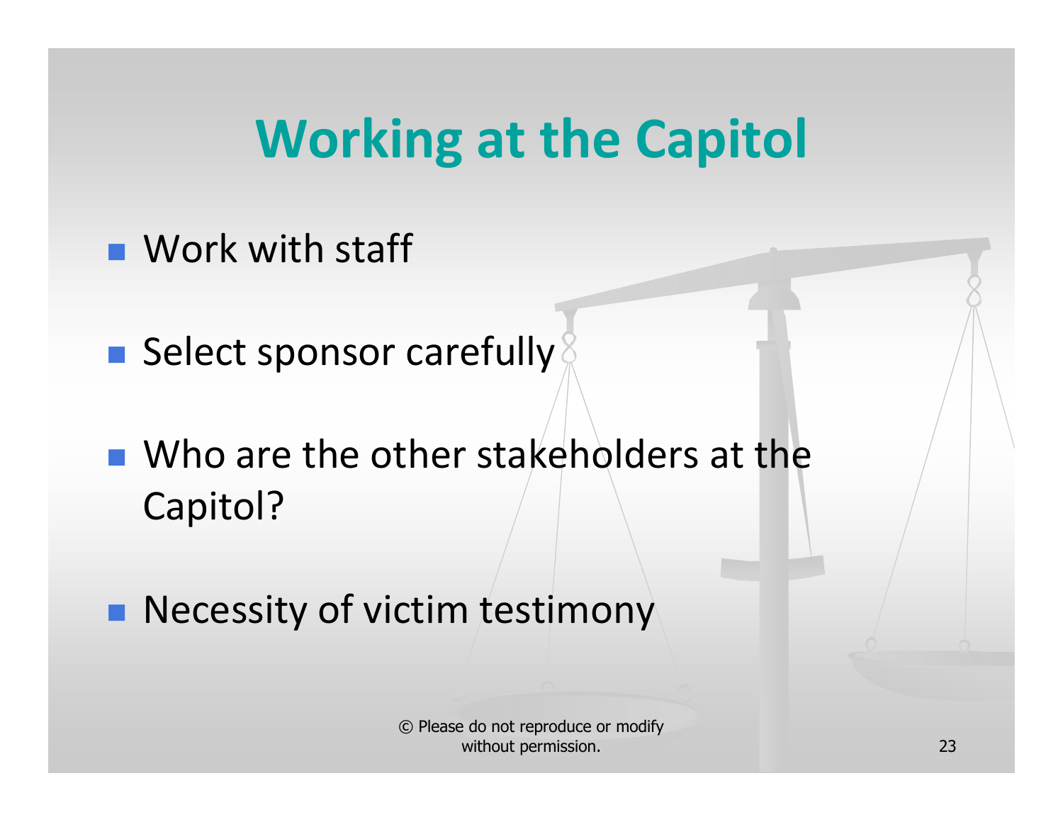# Working at the Capitol

- Work with staff
- Select sponsor carefully
- Who are the other stakeholders at the Capitol?
- Necessity of victim testimony

© Please do not reproduce or modify without permission.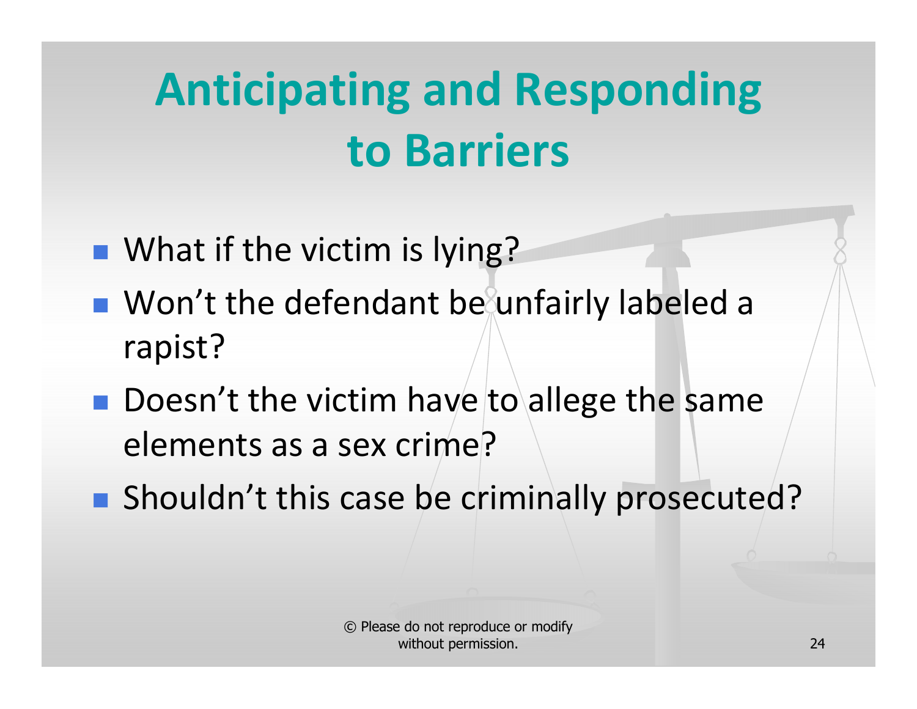# Anticipating and Responding to Barriers

- What if the victim is lying?
- Won't the defendant be unfairly labeled a rapist?
- Doesn't the victim have to allege the same elements as a sex crime?
- Shouldn't this case be criminally prosecuted?

© Please do not reproduce or modify without permission.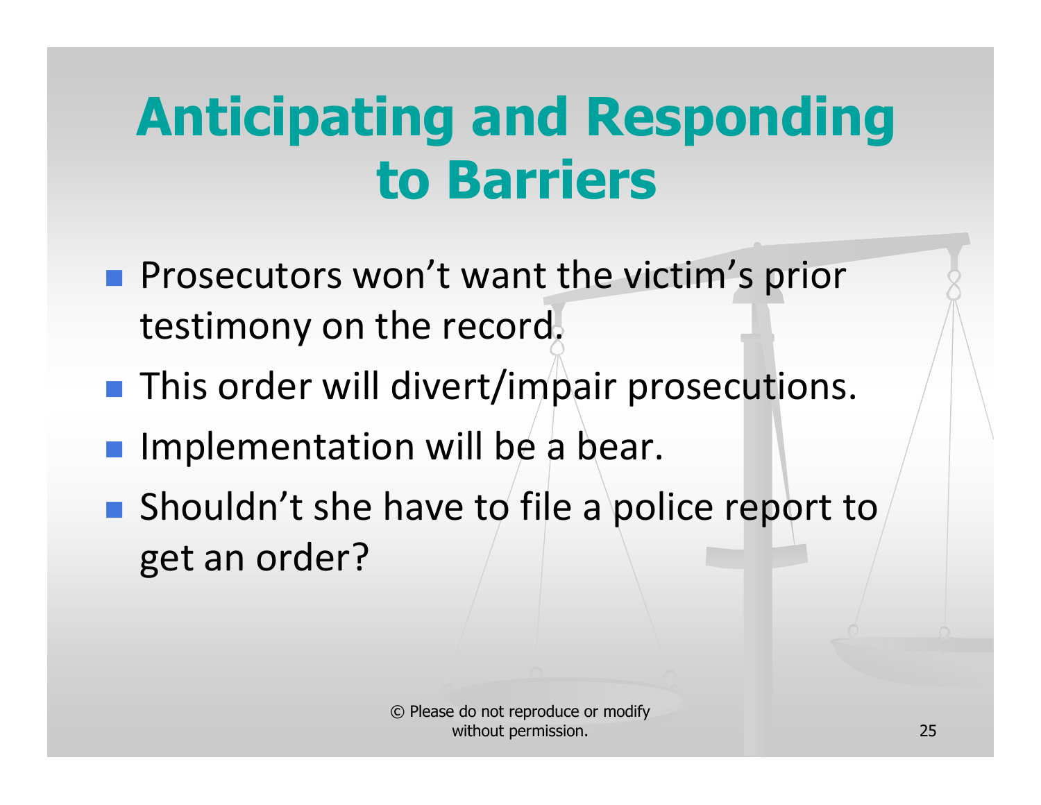# Anticipating and Responding to Barriers

- Prosecutors won't want the victim's prior testimony on the record.
- This order will divert/impair prosecutions.
- Implementation will be a bear.
- Shouldn't she have to file a police report to get an order?

© Please do not reproduce or modify without permission.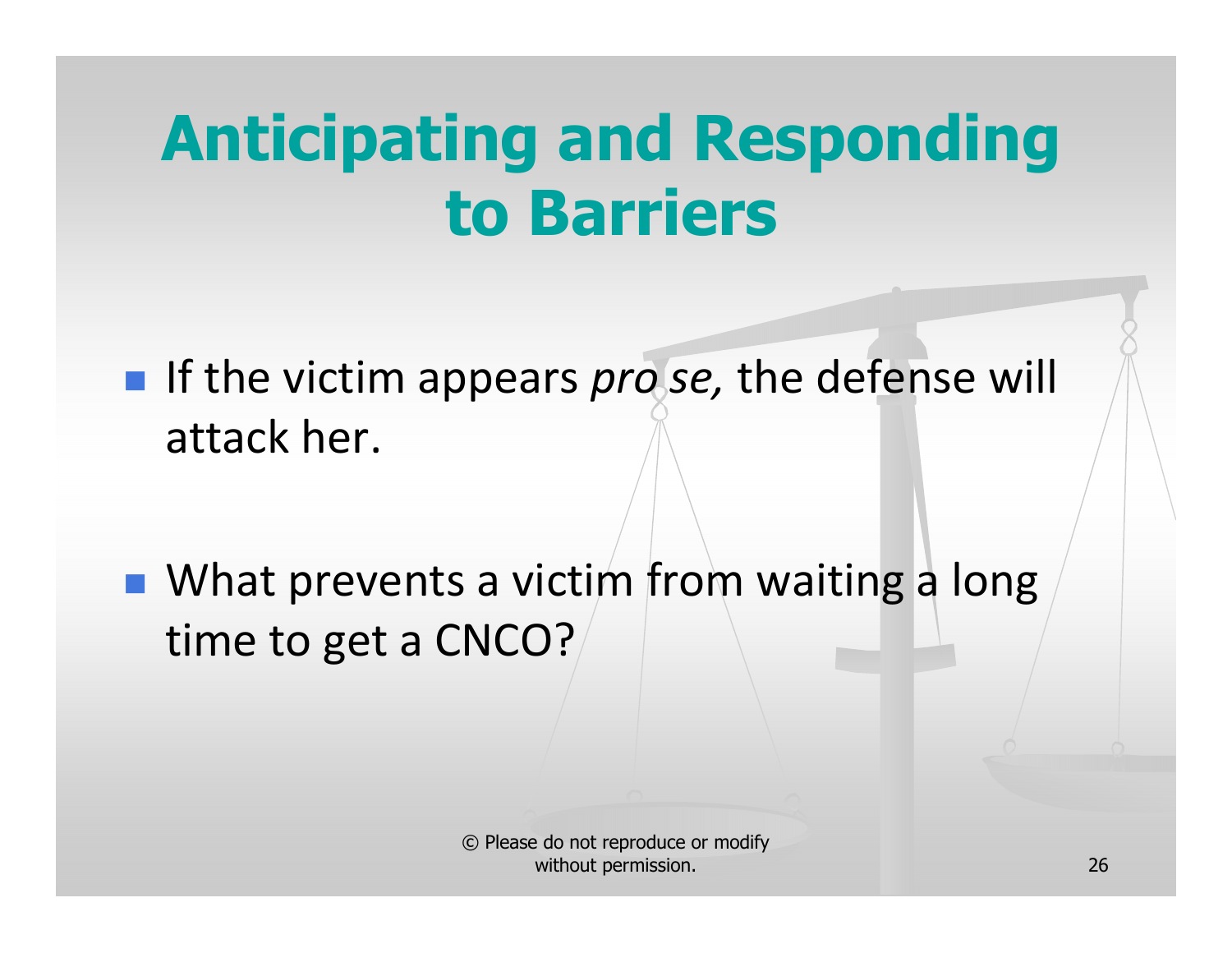# Anticipating and Responding to Barriers

- If the victim appears *pro se,* the defense will attack her.
- What prevents a victim from waiting a long time to get a CNCO?

© Please do not reproduce or modify without permission.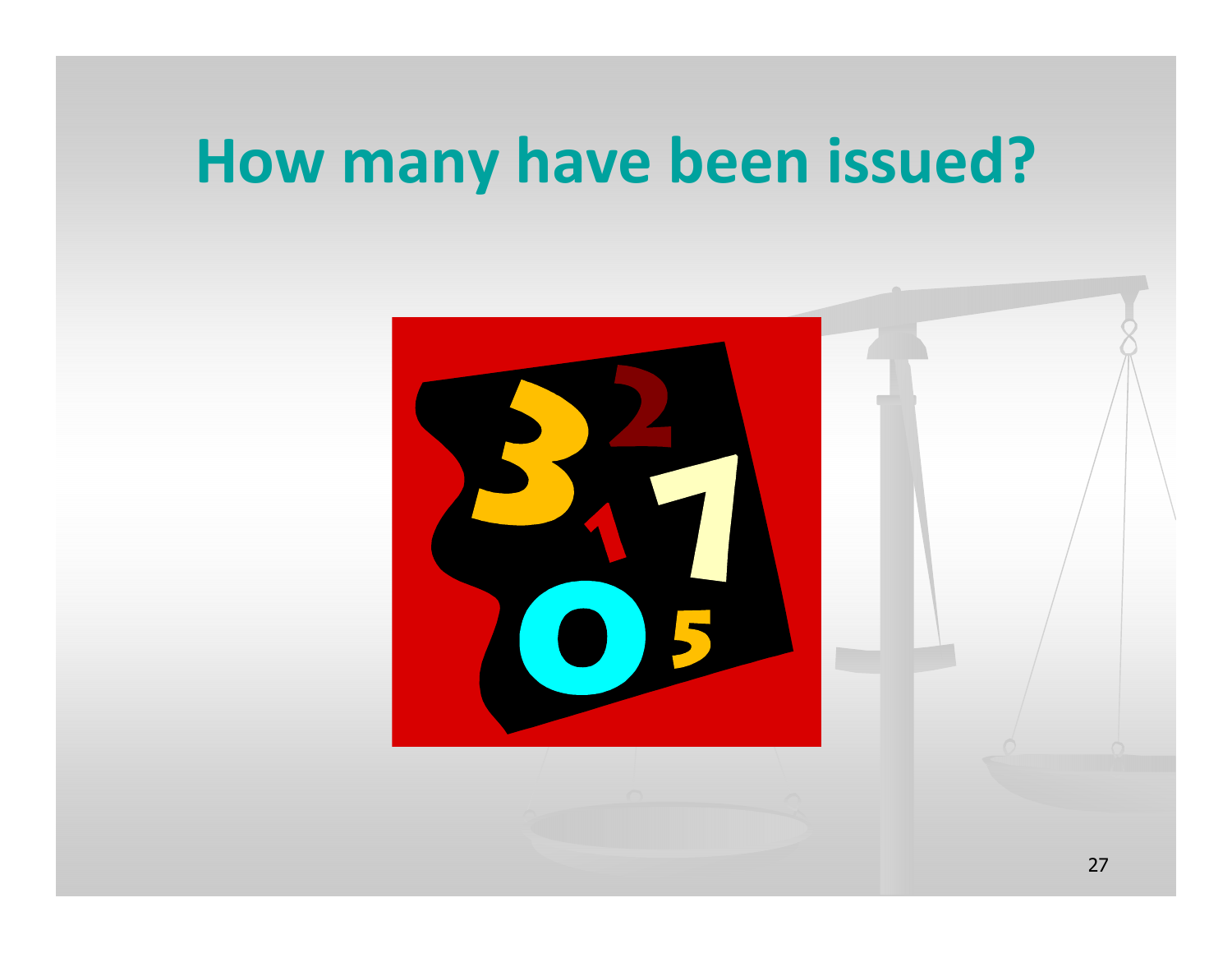# How many have been issued?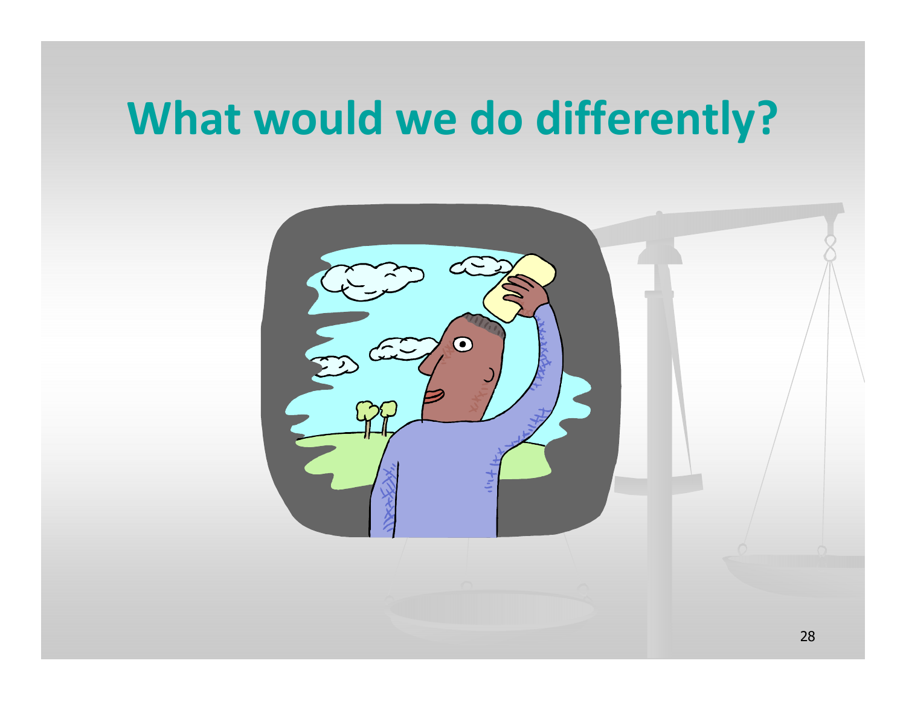# What would we do differently?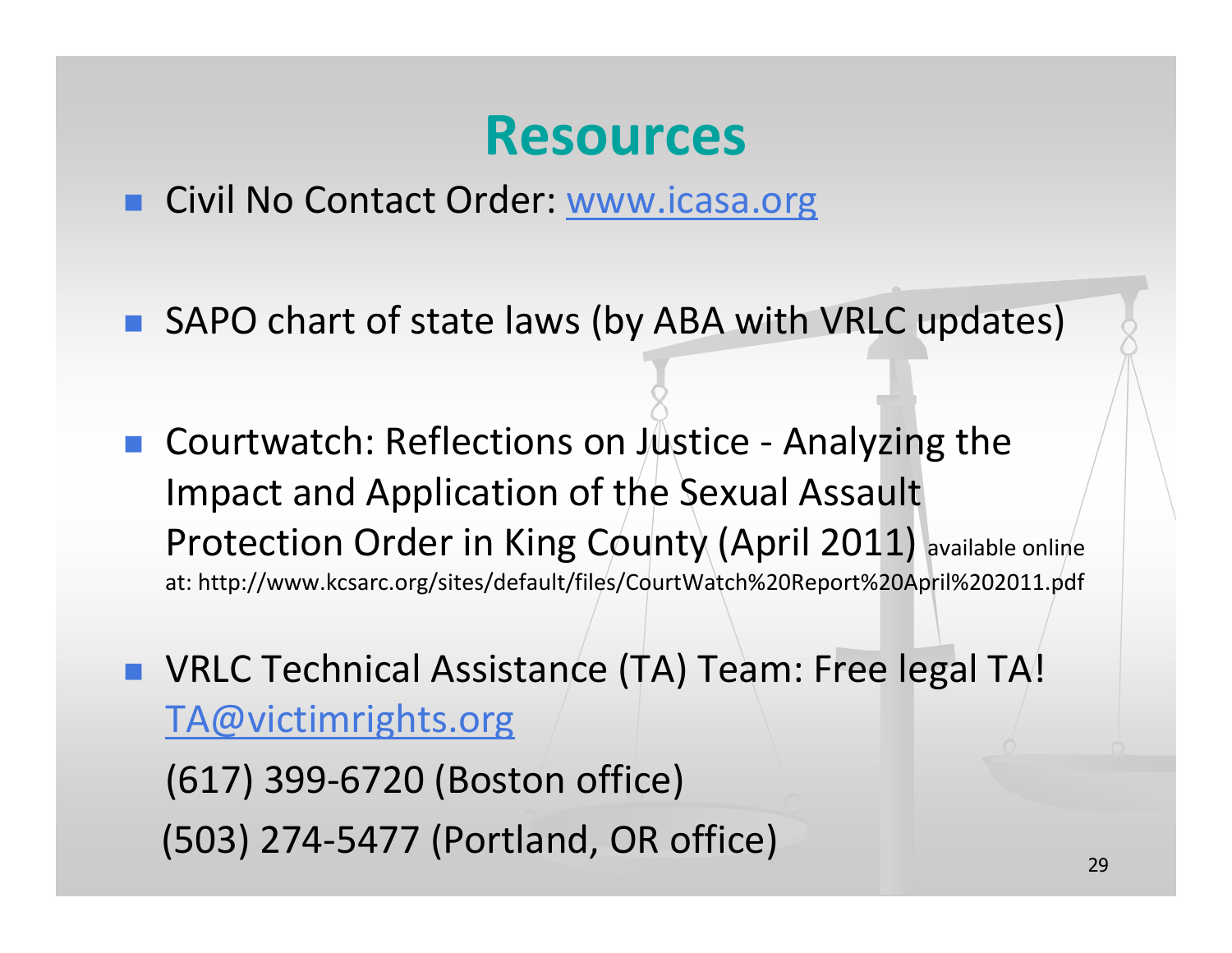# Resources

- Civil No Contact Order: www.icasa.org
- SAPO chart of state laws (by ABA with VRLC updates)
- Courtwatch: Reflections on Justice - Analyzing the Impact and Application of the Sexual Assault Protection Order in King County (April 2011) available online at: http://www.kcsarc.org/sites/default/files/CourtWatch%20Report%20April%202011.pdf
- VRLC Technical Assistance (TA) Team: Free legal TA!
  TA@victimrights.org
  (617) 399-6720 (Boston office)
  (503) 274-5477 (Portland, OR office)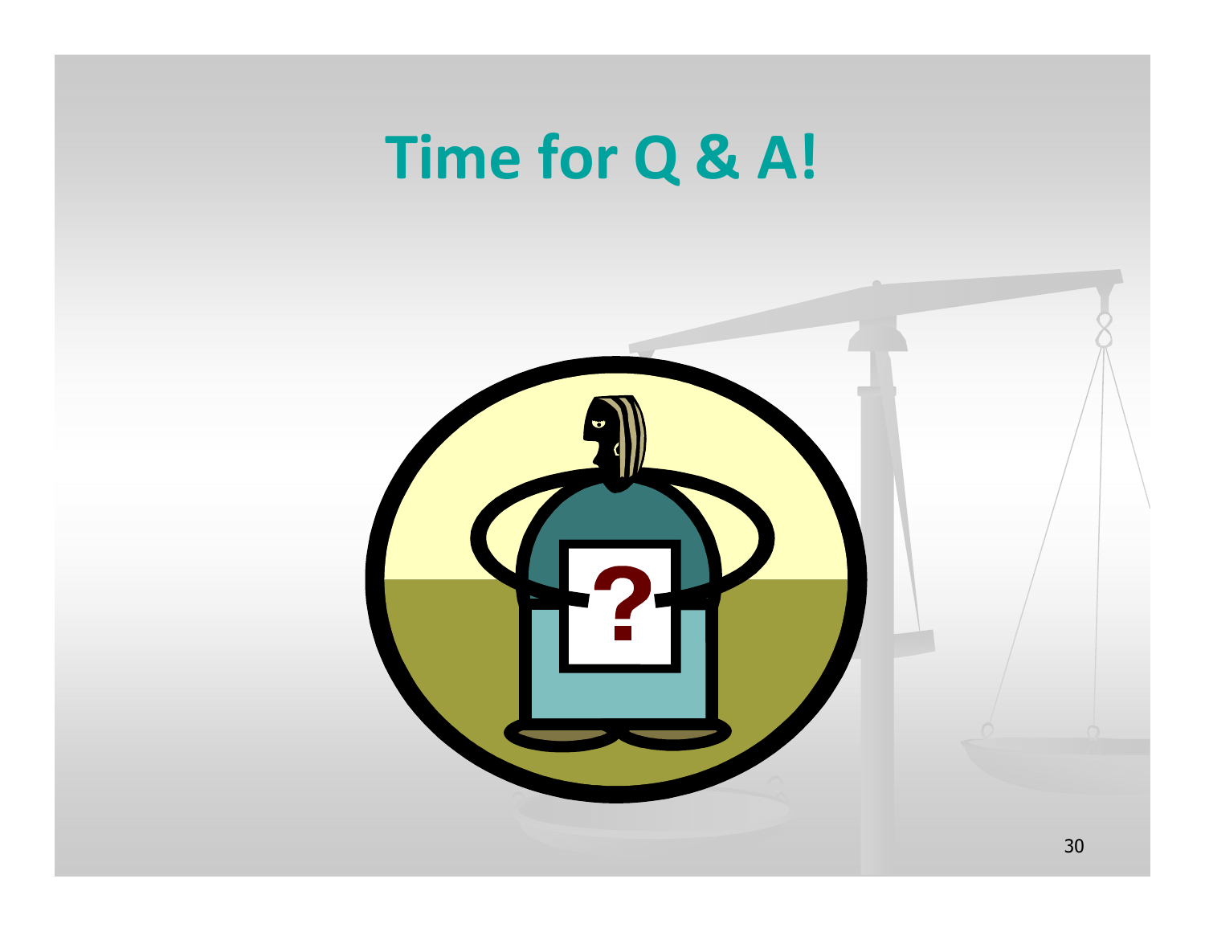# Time for Q & A!